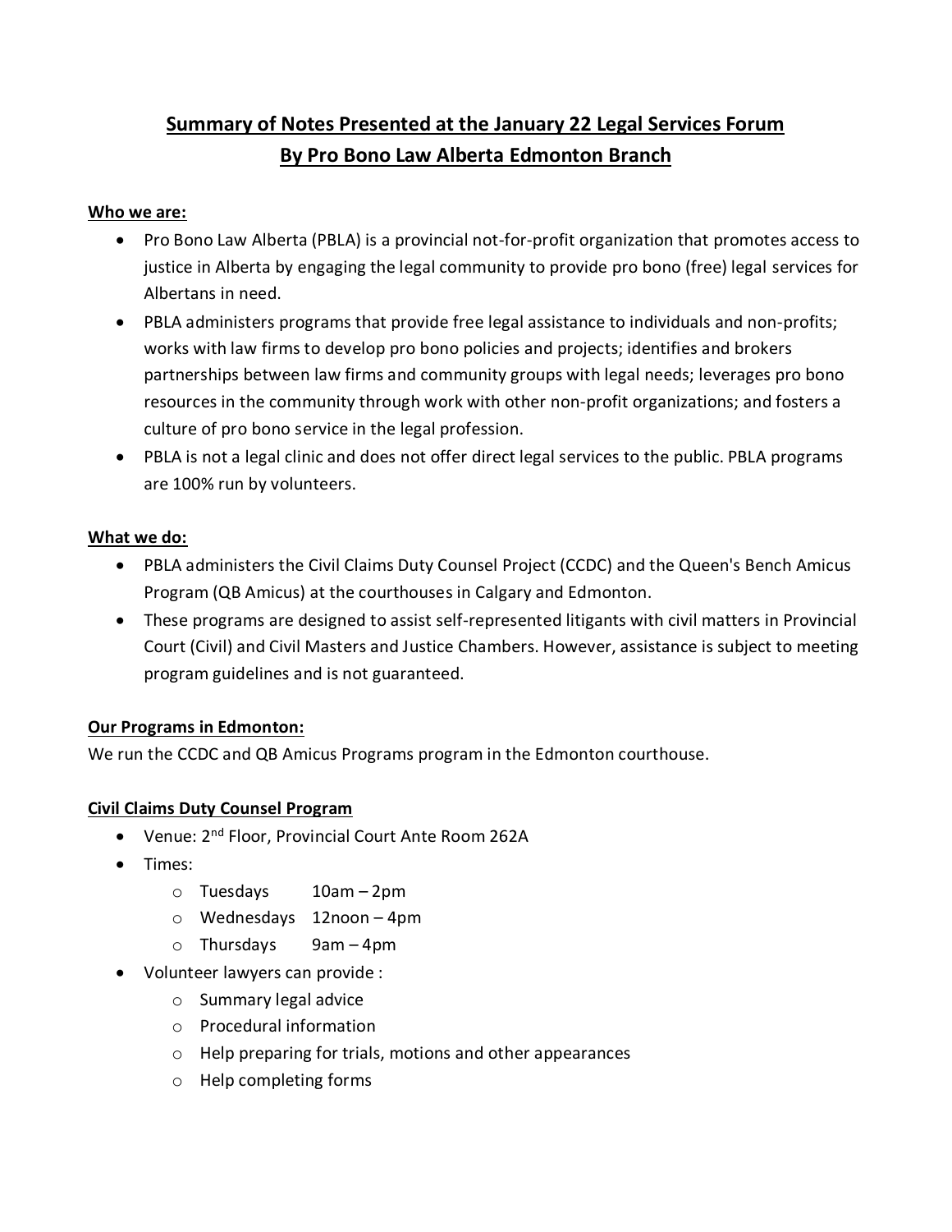# Summary of Notes Presented at the January 22 Legal Services Forum By Pro Bono Law Alberta Edmonton Branch

**Who we are:**

- Pro Bono Law Alberta (PBLA) is a provincial not-for-profit organization that promotes access to justice in Alberta by engaging the legal community to provide pro bono (free) legal services for Albertans in need.
- PBLA administers programs that provide free legal assistance to individuals and non-profits; works with law firms to develop pro bono policies and projects; identifies and brokers partnerships between law firms and community groups with legal needs; leverages pro bono resources in the community through work with other non-profit organizations; and fosters a culture of pro bono service in the legal profession.
- PBLA is not a legal clinic and does not offer direct legal services to the public. PBLA programs are 100% run by volunteers.

**What we do:**

- PBLA administers the Civil Claims Duty Counsel Project (CCDC) and the Queen's Bench Amicus Program (QB Amicus) at the courthouses in Calgary and Edmonton.
- These programs are designed to assist self-represented litigants with civil matters in Provincial Court (Civil) and Civil Masters and Justice Chambers. However, assistance is subject to meeting program guidelines and is not guaranteed.

**Our Programs in Edmonton:**

We run the CCDC and QB Amicus Programs program in the Edmonton courthouse.

**Civil Claims Duty Counsel Program**

- Venue: 2nd Floor, Provincial Court Ante Room 262A
- Times:
  - Tuesdays 10am – 2pm
  - Wednesdays 12noon – 4pm
  - Thursdays 9am – 4pm
- Volunteer lawyers can provide :
  - Summary legal advice
  - Procedural information
  - Help preparing for trials, motions and other appearances
  - Help completing forms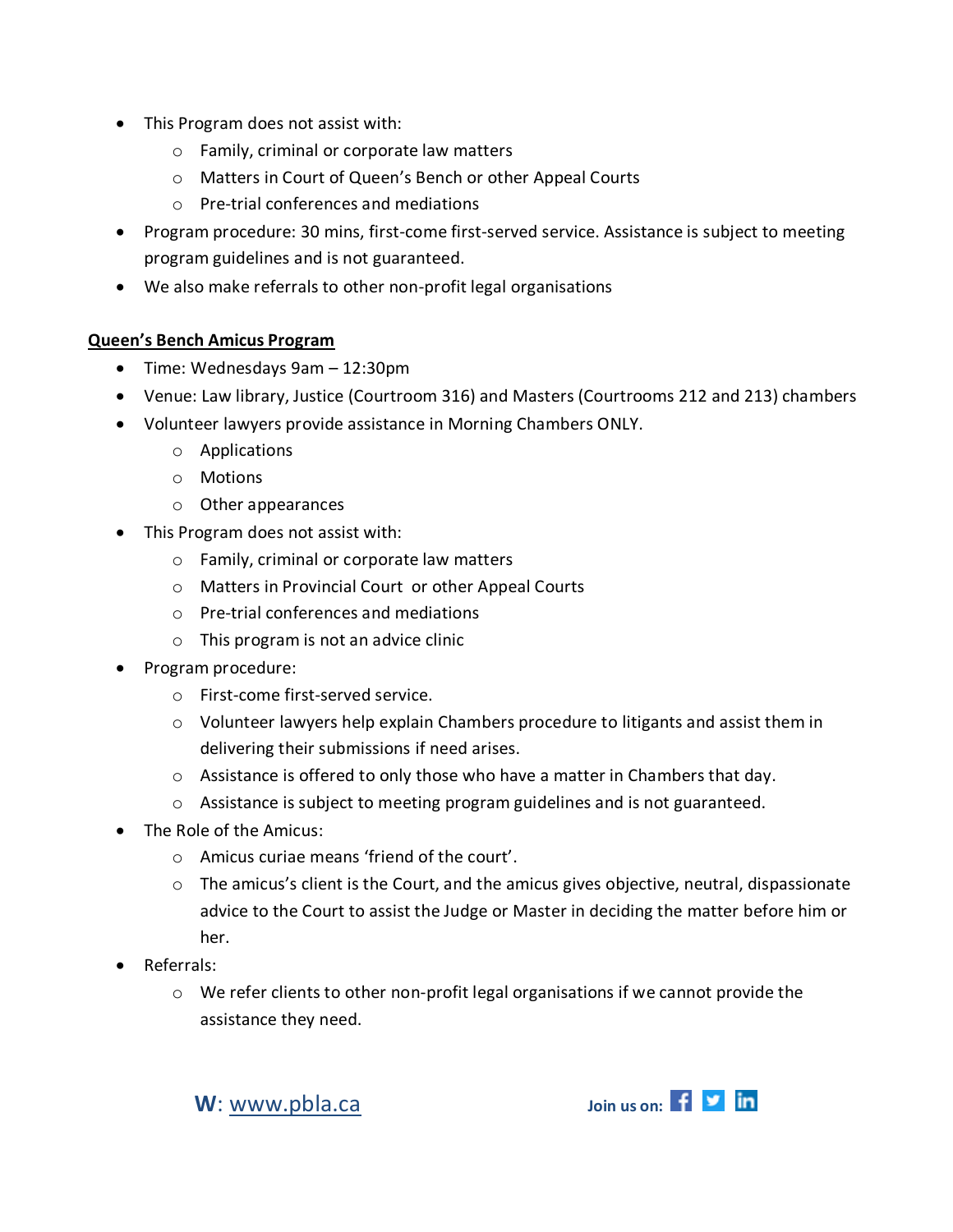- This Program does not assist with:
    - Family, criminal or corporate law matters
    - Matters in Court of Queen's Bench or other Appeal Courts
    - Pre-trial conferences and mediations
- Program procedure: 30 mins, first-come first-served service. Assistance is subject to meeting program guidelines and is not guaranteed.
- We also make referrals to other non-profit legal organisations

**<u>Queen's Bench Amicus Program</u>**

- Time: Wednesdays 9am – 12:30pm
- Venue: Law library, Justice (Courtroom 316) and Masters (Courtrooms 212 and 213) chambers
- Volunteer lawyers provide assistance in Morning Chambers ONLY.
    - Applications
    - Motions
    - Other appearances
- This Program does not assist with:
    - Family, criminal or corporate law matters
    - Matters in Provincial Court or other Appeal Courts
    - Pre-trial conferences and mediations
    - This program is not an advice clinic
- Program procedure:
    - First-come first-served service.
    - Volunteer lawyers help explain Chambers procedure to litigants and assist them in delivering their submissions if need arises.
    - Assistance is offered to only those who have a matter in Chambers that day.
    - Assistance is subject to meeting program guidelines and is not guaranteed.
- The Role of the Amicus:
    - Amicus curiae means 'friend of the court'.
    - The amicus's client is the Court, and the amicus gives objective, neutral, dispassionate advice to the Court to assist the Judge or Master in deciding the matter before him or her.
- Referrals:
    - We refer clients to other non-profit legal organisations if we cannot provide the assistance they need.

**W**: www.pbla.ca

**Join us on:**